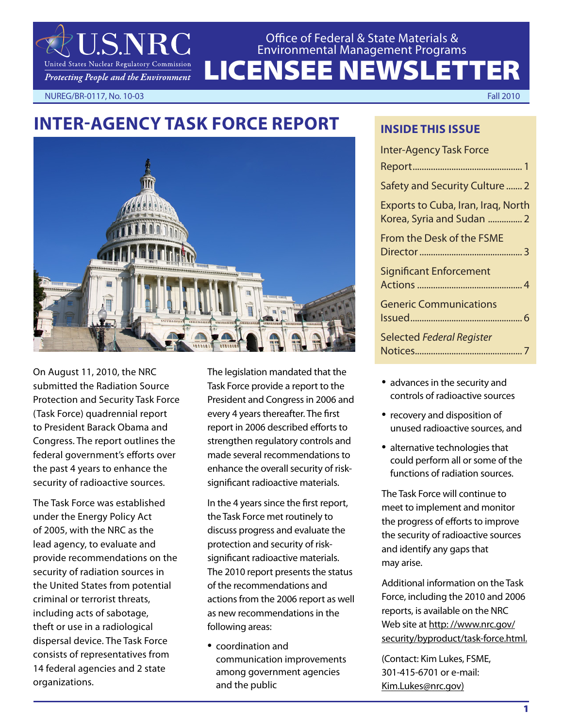U.S.NRC
United States Nuclear Regulatory Commission
*Protecting People and the Environment*

Office of Federal & State Materials & Environmental Management Programs

# LICENSEE NEWSLETTER

NUREG/BR-0117, No. 10-03 — Fall 2010

## INSIDE THIS ISSUE

- Inter-Agency Task Force Report ........ 1
- Safety and Security Culture ....... 2
- Exports to Cuba, Iran, Iraq, North Korea, Syria and Sudan ............... 2
- From the Desk of the FSME Director ........ 3
- Significant Enforcement Actions ........ 4
- Generic Communications Issued ........ 6
- Selected *Federal Register* Notices ........ 7

## INTER-AGENCY TASK FORCE REPORT

On August 11, 2010, the NRC submitted the Radiation Source Protection and Security Task Force (Task Force) quadrennial report to President Barack Obama and Congress. The report outlines the federal government's efforts over the past 4 years to enhance the security of radioactive sources.

The Task Force was established under the Energy Policy Act of 2005, with the NRC as the lead agency, to evaluate and provide recommendations on the security of radiation sources in the United States from potential criminal or terrorist threats, including acts of sabotage, theft or use in a radiological dispersal device. The Task Force consists of representatives from 14 federal agencies and 2 state organizations.

The legislation mandated that the Task Force provide a report to the President and Congress in 2006 and every 4 years thereafter. The first report in 2006 described efforts to strengthen regulatory controls and made several recommendations to enhance the overall security of risk-significant radioactive materials.

In the 4 years since the first report, the Task Force met routinely to discuss progress and evaluate the protection and security of risk-significant radioactive materials. The 2010 report presents the status of the recommendations and actions from the 2006 report as well as new recommendations in the following areas:

- coordination and communication improvements among government agencies and the public
- advances in the security and controls of radioactive sources
- recovery and disposition of unused radioactive sources, and
- alternative technologies that could perform all or some of the functions of radiation sources.

The Task Force will continue to meet to implement and monitor the progress of efforts to improve the security of radioactive sources and identify any gaps that may arise.

Additional information on the Task Force, including the 2010 and 2006 reports, is available on the NRC Web site at http: //www.nrc.gov/security/byproduct/task-force.html.

(Contact: Kim Lukes, FSME, 301-415-6701 or e-mail: Kim.Lukes@nrc.gov)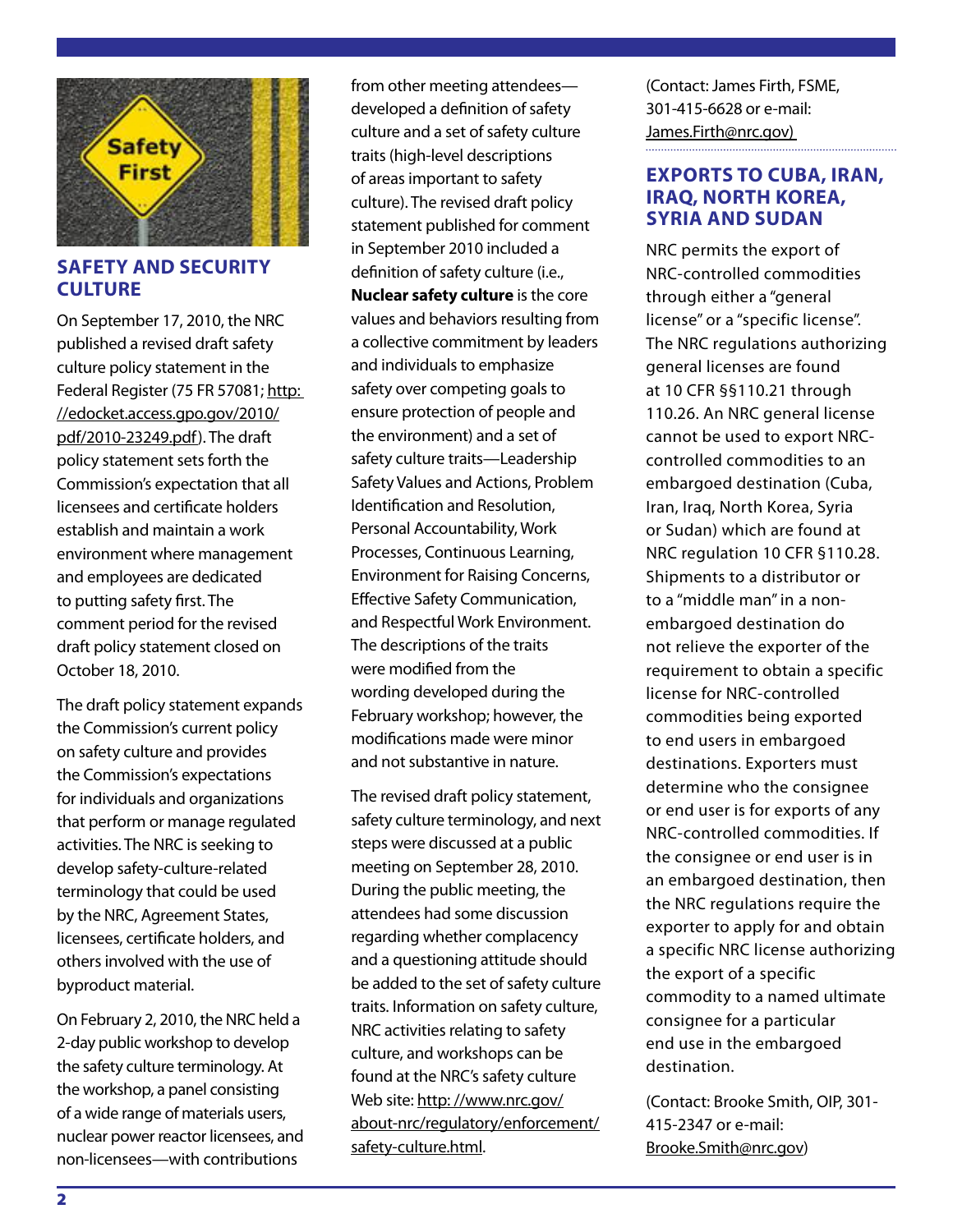## SAFETY AND SECURITY CULTURE

On September 17, 2010, the NRC published a revised draft safety culture policy statement in the Federal Register (75 FR 57081; http: //edocket.access.gpo.gov/2010/pdf/2010-23249.pdf). The draft policy statement sets forth the Commission's expectation that all licensees and certificate holders establish and maintain a work environment where management and employees are dedicated to putting safety first. The comment period for the revised draft policy statement closed on October 18, 2010.

The draft policy statement expands the Commission's current policy on safety culture and provides the Commission's expectations for individuals and organizations that perform or manage regulated activities. The NRC is seeking to develop safety-culture-related terminology that could be used by the NRC, Agreement States, licensees, certificate holders, and others involved with the use of byproduct material.

On February 2, 2010, the NRC held a 2-day public workshop to develop the safety culture terminology. At the workshop, a panel consisting of a wide range of materials users, nuclear power reactor licensees, and non-licensees—with contributions from other meeting attendees—developed a definition of safety culture and a set of safety culture traits (high-level descriptions of areas important to safety culture). The revised draft policy statement published for comment in September 2010 included a definition of safety culture (i.e., **Nuclear safety culture** is the core values and behaviors resulting from a collective commitment by leaders and individuals to emphasize safety over competing goals to ensure protection of people and the environment) and a set of safety culture traits—Leadership Safety Values and Actions, Problem Identification and Resolution, Personal Accountability, Work Processes, Continuous Learning, Environment for Raising Concerns, Effective Safety Communication, and Respectful Work Environment. The descriptions of the traits were modified from the wording developed during the February workshop; however, the modifications made were minor and not substantive in nature.

The revised draft policy statement, safety culture terminology, and next steps were discussed at a public meeting on September 28, 2010. During the public meeting, the attendees had some discussion regarding whether complacency and a questioning attitude should be added to the set of safety culture traits. Information on safety culture, NRC activities relating to safety culture, and workshops can be found at the NRC's safety culture Web site: http: //www.nrc.gov/about-nrc/regulatory/enforcement/safety-culture.html.

(Contact: James Firth, FSME, 301-415-6628 or e-mail: James.Firth@nrc.gov)

## EXPORTS TO CUBA, IRAN, IRAQ, NORTH KOREA, SYRIA AND SUDAN

NRC permits the export of NRC-controlled commodities through either a "general license" or a "specific license". The NRC regulations authorizing general licenses are found at 10 CFR §§110.21 through 110.26. An NRC general license cannot be used to export NRC-controlled commodities to an embargoed destination (Cuba, Iran, Iraq, North Korea, Syria or Sudan) which are found at NRC regulation 10 CFR §110.28. Shipments to a distributor or to a "middle man" in a non-embargoed destination do not relieve the exporter of the requirement to obtain a specific license for NRC-controlled commodities being exported to end users in embargoed destinations. Exporters must determine who the consignee or end user is for exports of any NRC-controlled commodities. If the consignee or end user is in an embargoed destination, then the NRC regulations require the exporter to apply for and obtain a specific NRC license authorizing the export of a specific commodity to a named ultimate consignee for a particular end use in the embargoed destination.

(Contact: Brooke Smith, OIP, 301-415-2347 or e-mail: Brooke.Smith@nrc.gov)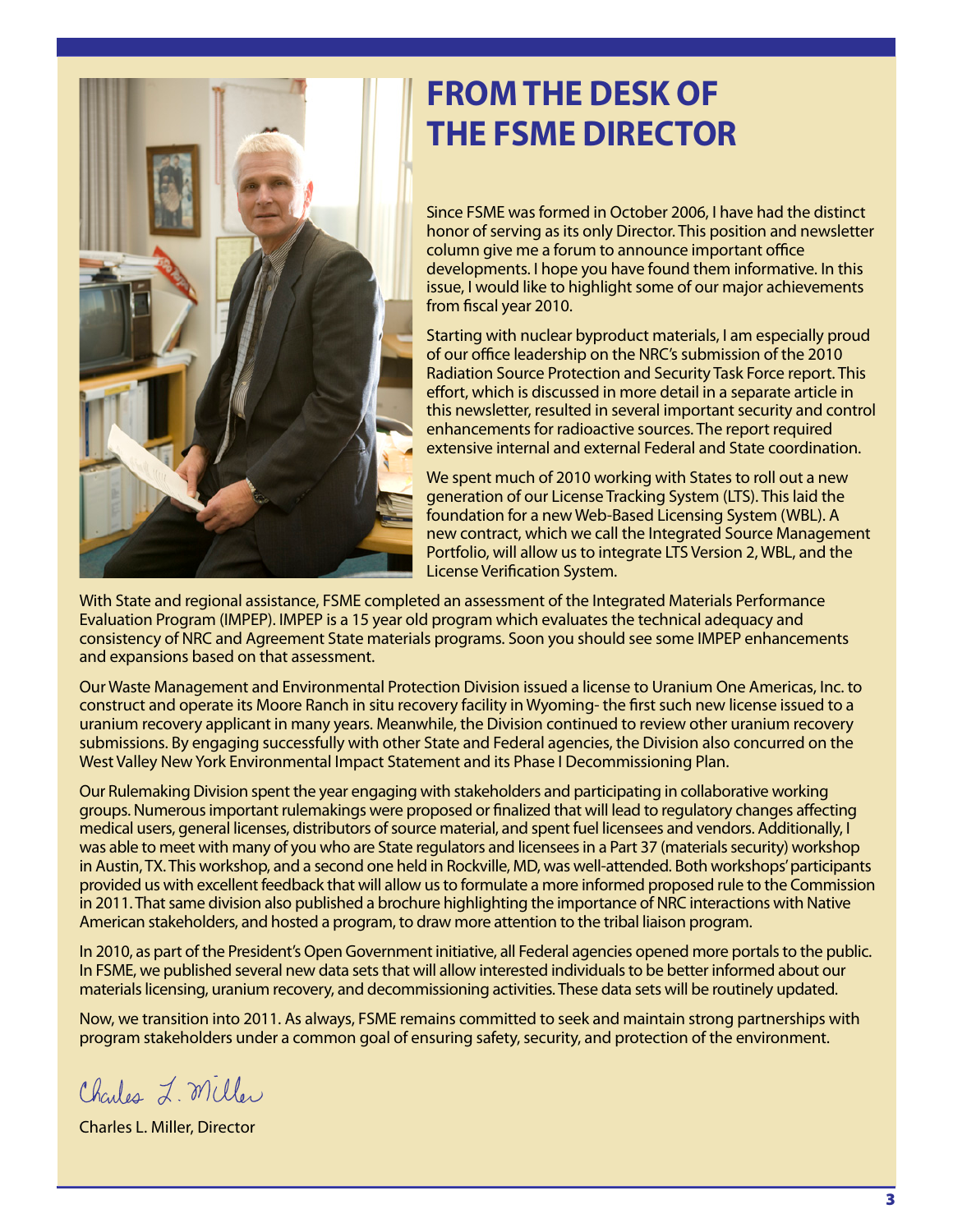# FROM THE DESK OF THE FSME DIRECTOR

Since FSME was formed in October 2006, I have had the distinct honor of serving as its only Director. This position and newsletter column give me a forum to announce important office developments. I hope you have found them informative. In this issue, I would like to highlight some of our major achievements from fiscal year 2010.

Starting with nuclear byproduct materials, I am especially proud of our office leadership on the NRC's submission of the 2010 Radiation Source Protection and Security Task Force report. This effort, which is discussed in more detail in a separate article in this newsletter, resulted in several important security and control enhancements for radioactive sources. The report required extensive internal and external Federal and State coordination.

We spent much of 2010 working with States to roll out a new generation of our License Tracking System (LTS). This laid the foundation for a new Web-Based Licensing System (WBL). A new contract, which we call the Integrated Source Management Portfolio, will allow us to integrate LTS Version 2, WBL, and the License Verification System.

With State and regional assistance, FSME completed an assessment of the Integrated Materials Performance Evaluation Program (IMPEP). IMPEP is a 15 year old program which evaluates the technical adequacy and consistency of NRC and Agreement State materials programs. Soon you should see some IMPEP enhancements and expansions based on that assessment.

Our Waste Management and Environmental Protection Division issued a license to Uranium One Americas, Inc. to construct and operate its Moore Ranch in situ recovery facility in Wyoming- the first such new license issued to a uranium recovery applicant in many years. Meanwhile, the Division continued to review other uranium recovery submissions. By engaging successfully with other State and Federal agencies, the Division also concurred on the West Valley New York Environmental Impact Statement and its Phase I Decommissioning Plan.

Our Rulemaking Division spent the year engaging with stakeholders and participating in collaborative working groups. Numerous important rulemakings were proposed or finalized that will lead to regulatory changes affecting medical users, general licenses, distributors of source material, and spent fuel licensees and vendors. Additionally, I was able to meet with many of you who are State regulators and licensees in a Part 37 (materials security) workshop in Austin, TX. This workshop, and a second one held in Rockville, MD, was well-attended. Both workshops' participants provided us with excellent feedback that will allow us to formulate a more informed proposed rule to the Commission in 2011. That same division also published a brochure highlighting the importance of NRC interactions with Native American stakeholders, and hosted a program, to draw more attention to the tribal liaison program.

In 2010, as part of the President's Open Government initiative, all Federal agencies opened more portals to the public. In FSME, we published several new data sets that will allow interested individuals to be better informed about our materials licensing, uranium recovery, and decommissioning activities. These data sets will be routinely updated.

Now, we transition into 2011. As always, FSME remains committed to seek and maintain strong partnerships with program stakeholders under a common goal of ensuring safety, security, and protection of the environment.

*Charles L. Miller*

Charles L. Miller, Director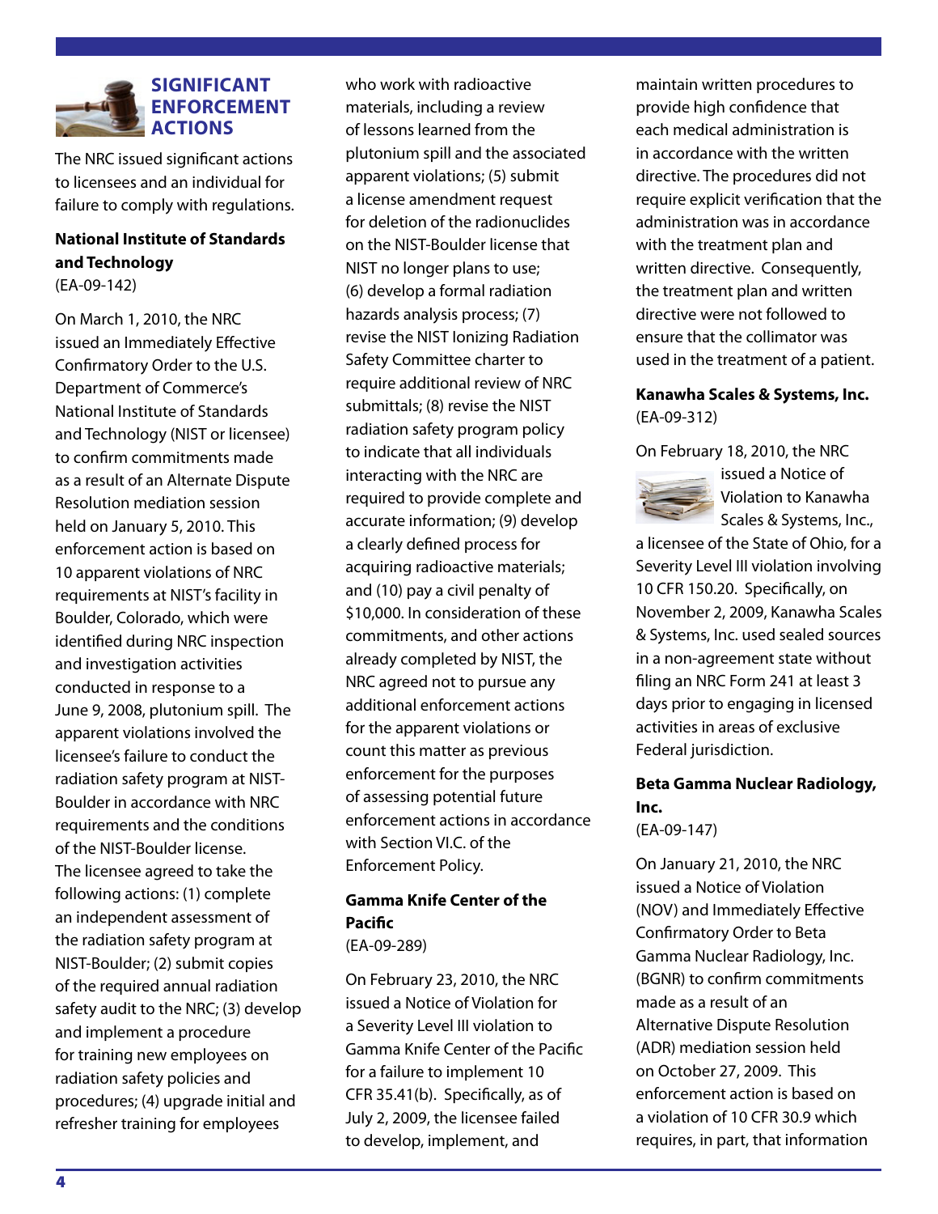## SIGNIFICANT ENFORCEMENT ACTIONS

The NRC issued significant actions to licensees and an individual for failure to comply with regulations.

**National Institute of Standards and Technology**
(EA-09-142)

On March 1, 2010, the NRC issued an Immediately Effective Confirmatory Order to the U.S. Department of Commerce's National Institute of Standards and Technology (NIST or licensee) to confirm commitments made as a result of an Alternate Dispute Resolution mediation session held on January 5, 2010. This enforcement action is based on 10 apparent violations of NRC requirements at NIST's facility in Boulder, Colorado, which were identified during NRC inspection and investigation activities conducted in response to a June 9, 2008, plutonium spill. The apparent violations involved the licensee's failure to conduct the radiation safety program at NIST-Boulder in accordance with NRC requirements and the conditions of the NIST-Boulder license. The licensee agreed to take the following actions: (1) complete an independent assessment of the radiation safety program at NIST-Boulder; (2) submit copies of the required annual radiation safety audit to the NRC; (3) develop and implement a procedure for training new employees on radiation safety policies and procedures; (4) upgrade initial and refresher training for employees who work with radioactive materials, including a review of lessons learned from the plutonium spill and the associated apparent violations; (5) submit a license amendment request for deletion of the radionuclides on the NIST-Boulder license that NIST no longer plans to use; (6) develop a formal radiation hazards analysis process; (7) revise the NIST Ionizing Radiation Safety Committee charter to require additional review of NRC submittals; (8) revise the NIST radiation safety program policy to indicate that all individuals interacting with the NRC are required to provide complete and accurate information; (9) develop a clearly defined process for acquiring radioactive materials; and (10) pay a civil penalty of $10,000. In consideration of these commitments, and other actions already completed by NIST, the NRC agreed not to pursue any additional enforcement actions for the apparent violations or count this matter as previous enforcement for the purposes of assessing potential future enforcement actions in accordance with Section VI.C. of the Enforcement Policy.

**Gamma Knife Center of the Pacific**
(EA-09-289)

On February 23, 2010, the NRC issued a Notice of Violation for a Severity Level III violation to Gamma Knife Center of the Pacific for a failure to implement 10 CFR 35.41(b). Specifically, as of July 2, 2009, the licensee failed to develop, implement, and maintain written procedures to provide high confidence that each medical administration is in accordance with the written directive. The procedures did not require explicit verification that the administration was in accordance with the treatment plan and written directive. Consequently, the treatment plan and written directive were not followed to ensure that the collimator was used in the treatment of a patient.

**Kanawha Scales & Systems, Inc.**
(EA-09-312)

On February 18, 2010, the NRC issued a Notice of Violation to Kanawha Scales & Systems, Inc., a licensee of the State of Ohio, for a Severity Level III violation involving 10 CFR 150.20. Specifically, on November 2, 2009, Kanawha Scales & Systems, Inc. used sealed sources in a non-agreement state without filing an NRC Form 241 at least 3 days prior to engaging in licensed activities in areas of exclusive Federal jurisdiction.

**Beta Gamma Nuclear Radiology, Inc.**
(EA-09-147)

On January 21, 2010, the NRC issued a Notice of Violation (NOV) and Immediately Effective Confirmatory Order to Beta Gamma Nuclear Radiology, Inc. (BGNR) to confirm commitments made as a result of an Alternative Dispute Resolution (ADR) mediation session held on October 27, 2009. This enforcement action is based on a violation of 10 CFR 30.9 which requires, in part, that information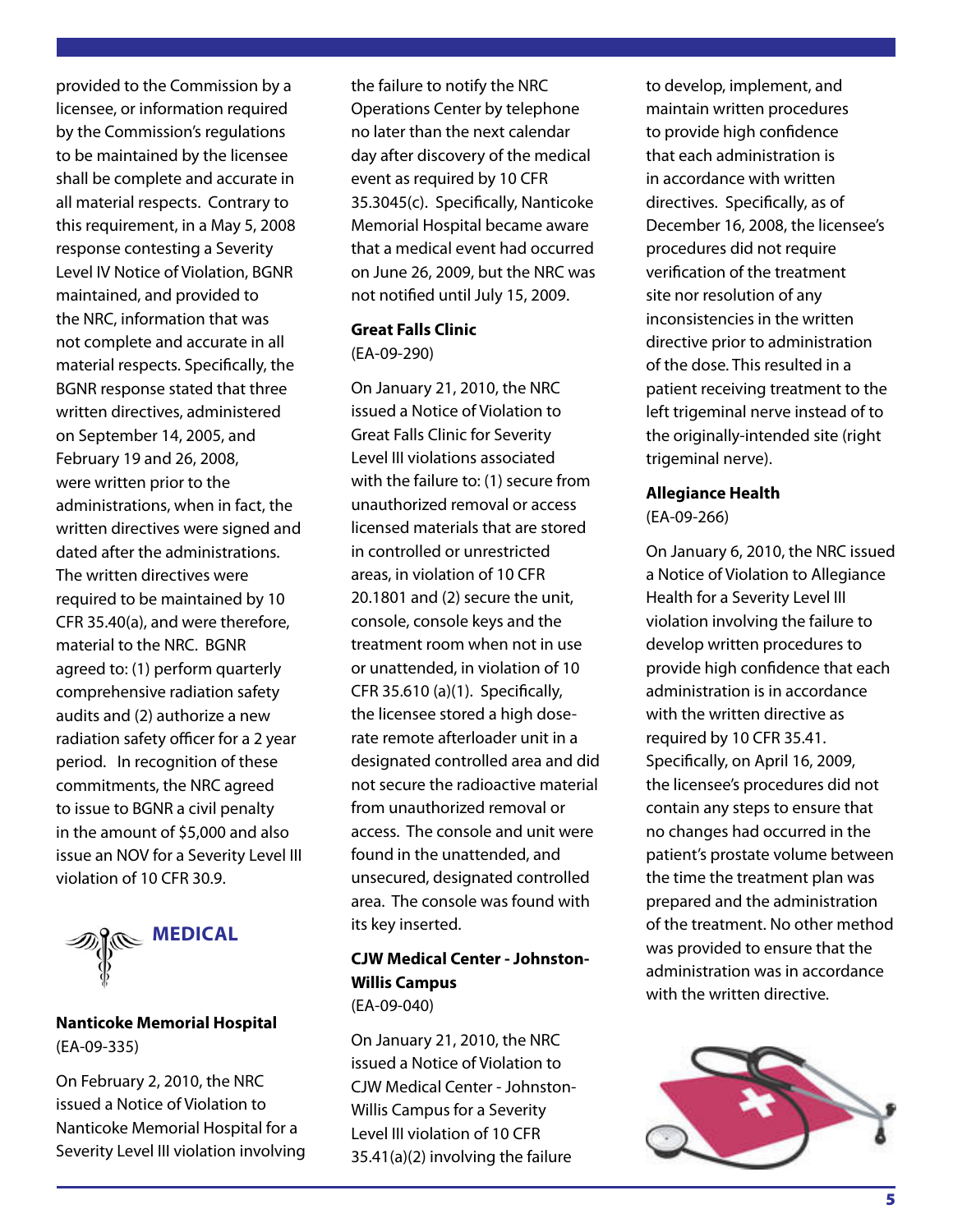provided to the Commission by a licensee, or information required by the Commission's regulations to be maintained by the licensee shall be complete and accurate in all material respects. Contrary to this requirement, in a May 5, 2008 response contesting a Severity Level IV Notice of Violation, BGNR maintained, and provided to the NRC, information that was not complete and accurate in all material respects. Specifically, the BGNR response stated that three written directives, administered on September 14, 2005, and February 19 and 26, 2008, were written prior to the administrations, when in fact, the written directives were signed and dated after the administrations. The written directives were required to be maintained by 10 CFR 35.40(a), and were therefore, material to the NRC. BGNR agreed to: (1) perform quarterly comprehensive radiation safety audits and (2) authorize a new radiation safety officer for a 2 year period. In recognition of these commitments, the NRC agreed to issue to BGNR a civil penalty in the amount of $5,000 and also issue an NOV for a Severity Level III violation of 10 CFR 30.9.

## MEDICAL

**Nanticoke Memorial Hospital**
(EA-09-335)

On February 2, 2010, the NRC issued a Notice of Violation to Nanticoke Memorial Hospital for a Severity Level III violation involving the failure to notify the NRC Operations Center by telephone no later than the next calendar day after discovery of the medical event as required by 10 CFR 35.3045(c). Specifically, Nanticoke Memorial Hospital became aware that a medical event had occurred on June 26, 2009, but the NRC was not notified until July 15, 2009.

**Great Falls Clinic**
(EA-09-290)

On January 21, 2010, the NRC issued a Notice of Violation to Great Falls Clinic for Severity Level III violations associated with the failure to: (1) secure from unauthorized removal or access licensed materials that are stored in controlled or unrestricted areas, in violation of 10 CFR 20.1801 and (2) secure the unit, console, console keys and the treatment room when not in use or unattended, in violation of 10 CFR 35.610 (a)(1). Specifically, the licensee stored a high dose-rate remote afterloader unit in a designated controlled area and did not secure the radioactive material from unauthorized removal or access. The console and unit were found in the unattended, and unsecured, designated controlled area. The console was found with its key inserted.

**CJW Medical Center - Johnston-Willis Campus**
(EA-09-040)

On January 21, 2010, the NRC issued a Notice of Violation to CJW Medical Center - Johnston-Willis Campus for a Severity Level III violation of 10 CFR 35.41(a)(2) involving the failure to develop, implement, and maintain written procedures to provide high confidence that each administration is in accordance with written directives. Specifically, as of December 16, 2008, the licensee's procedures did not require verification of the treatment site nor resolution of any inconsistencies in the written directive prior to administration of the dose. This resulted in a patient receiving treatment to the left trigeminal nerve instead of to the originally-intended site (right trigeminal nerve).

**Allegiance Health**
(EA-09-266)

On January 6, 2010, the NRC issued a Notice of Violation to Allegiance Health for a Severity Level III violation involving the failure to develop written procedures to provide high confidence that each administration is in accordance with the written directive as required by 10 CFR 35.41. Specifically, on April 16, 2009, the licensee's procedures did not contain any steps to ensure that no changes had occurred in the patient's prostate volume between the time the treatment plan was prepared and the administration of the treatment. No other method was provided to ensure that the administration was in accordance with the written directive.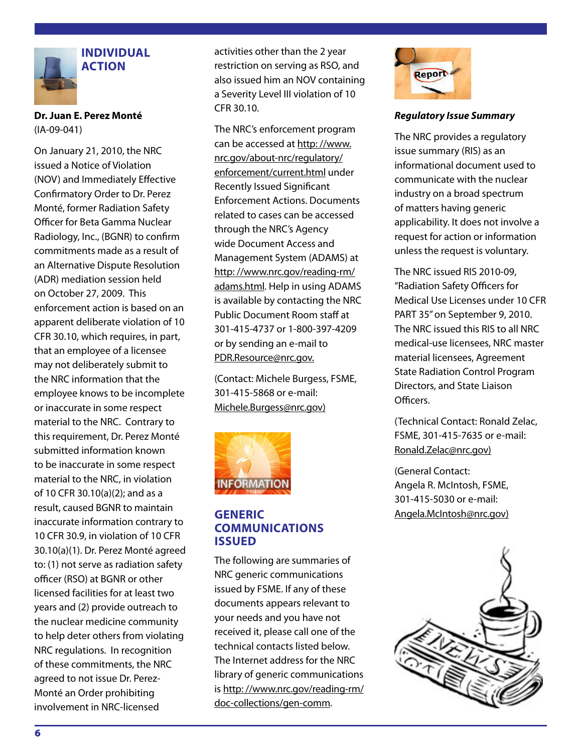## INDIVIDUAL ACTION

**Dr. Juan E. Perez Monté**
(IA-09-041)

On January 21, 2010, the NRC issued a Notice of Violation (NOV) and Immediately Effective Confirmatory Order to Dr. Perez Monté, former Radiation Safety Officer for Beta Gamma Nuclear Radiology, Inc., (BGNR) to confirm commitments made as a result of an Alternative Dispute Resolution (ADR) mediation session held on October 27, 2009. This enforcement action is based on an apparent deliberate violation of 10 CFR 30.10, which requires, in part, that an employee of a licensee may not deliberately submit to the NRC information that the employee knows to be incomplete or inaccurate in some respect material to the NRC. Contrary to this requirement, Dr. Perez Monté submitted information known to be inaccurate in some respect material to the NRC, in violation of 10 CFR 30.10(a)(2); and as a result, caused BGNR to maintain inaccurate information contrary to 10 CFR 30.9, in violation of 10 CFR 30.10(a)(1). Dr. Perez Monté agreed to: (1) not serve as radiation safety officer (RSO) at BGNR or other licensed facilities for at least two years and (2) provide outreach to the nuclear medicine community to help deter others from violating NRC regulations. In recognition of these commitments, the NRC agreed to not issue Dr. Perez-Monté an Order prohibiting involvement in NRC-licensed activities other than the 2 year restriction on serving as RSO, and also issued him an NOV containing a Severity Level III violation of 10 CFR 30.10.

The NRC's enforcement program can be accessed at http: //www.nrc.gov/about-nrc/regulatory/enforcement/current.html under Recently Issued Significant Enforcement Actions. Documents related to cases can be accessed through the NRC's Agency wide Document Access and Management System (ADAMS) at http: //www.nrc.gov/reading-rm/adams.html. Help in using ADAMS is available by contacting the NRC Public Document Room staff at 301-415-4737 or 1-800-397-4209 or by sending an e-mail to PDR.Resource@nrc.gov.

(Contact: Michele Burgess, FSME, 301-415-5868 or e-mail: Michele.Burgess@nrc.gov)

## GENERIC COMMUNICATIONS ISSUED

The following are summaries of NRC generic communications issued by FSME. If any of these documents appears relevant to your needs and you have not received it, please call one of the technical contacts listed below. The Internet address for the NRC library of generic communications is http: //www.nrc.gov/reading-rm/doc-collections/gen-comm.

***Regulatory Issue Summary***

The NRC provides a regulatory issue summary (RIS) as an informational document used to communicate with the nuclear industry on a broad spectrum of matters having generic applicability. It does not involve a request for action or information unless the request is voluntary.

The NRC issued RIS 2010-09, "Radiation Safety Officers for Medical Use Licenses under 10 CFR PART 35" on September 9, 2010. The NRC issued this RIS to all NRC medical-use licensees, NRC master material licensees, Agreement State Radiation Control Program Directors, and State Liaison Officers.

(Technical Contact: Ronald Zelac, FSME, 301-415-7635 or e-mail: Ronald.Zelac@nrc.gov)

(General Contact: Angela R. McIntosh, FSME, 301-415-5030 or e-mail: Angela.McIntosh@nrc.gov)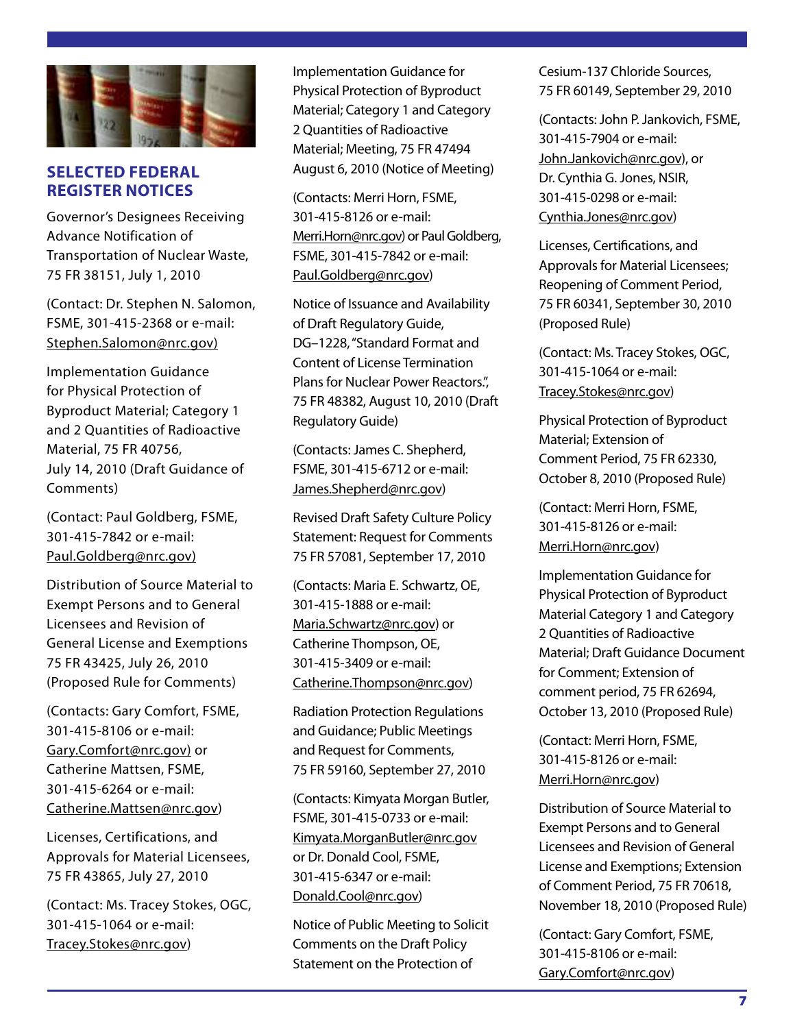## SELECTED FEDERAL REGISTER NOTICES

Governor's Designees Receiving Advance Notification of Transportation of Nuclear Waste, 75 FR 38151, July 1, 2010

(Contact: Dr. Stephen N. Salomon, FSME, 301-415-2368 or e-mail: Stephen.Salomon@nrc.gov)

Implementation Guidance for Physical Protection of Byproduct Material; Category 1 and 2 Quantities of Radioactive Material, 75 FR 40756, July 14, 2010 (Draft Guidance of Comments)

(Contact: Paul Goldberg, FSME, 301-415-7842 or e-mail: Paul.Goldberg@nrc.gov)

Distribution of Source Material to Exempt Persons and to General Licensees and Revision of General License and Exemptions 75 FR 43425, July 26, 2010 (Proposed Rule for Comments)

(Contacts: Gary Comfort, FSME, 301-415-8106 or e-mail: Gary.Comfort@nrc.gov) or Catherine Mattsen, FSME, 301-415-6264 or e-mail: Catherine.Mattsen@nrc.gov)

Licenses, Certifications, and Approvals for Material Licensees, 75 FR 43865, July 27, 2010

(Contact: Ms. Tracey Stokes, OGC, 301-415-1064 or e-mail: Tracey.Stokes@nrc.gov)

Implementation Guidance for Physical Protection of Byproduct Material; Category 1 and Category 2 Quantities of Radioactive Material; Meeting, 75 FR 47494 August 6, 2010 (Notice of Meeting)

(Contacts: Merri Horn, FSME, 301-415-8126 or e-mail: Merri.Horn@nrc.gov) or Paul Goldberg, FSME, 301-415-7842 or e-mail: Paul.Goldberg@nrc.gov)

Notice of Issuance and Availability of Draft Regulatory Guide, DG–1228, "Standard Format and Content of License Termination Plans for Nuclear Power Reactors.", 75 FR 48382, August 10, 2010 (Draft Regulatory Guide)

(Contacts: James C. Shepherd, FSME, 301-415-6712 or e-mail: James.Shepherd@nrc.gov)

Revised Draft Safety Culture Policy Statement: Request for Comments 75 FR 57081, September 17, 2010

(Contacts: Maria E. Schwartz, OE, 301-415-1888 or e-mail: Maria.Schwartz@nrc.gov) or Catherine Thompson, OE, 301-415-3409 or e-mail: Catherine.Thompson@nrc.gov)

Radiation Protection Regulations and Guidance; Public Meetings and Request for Comments, 75 FR 59160, September 27, 2010

(Contacts: Kimyata Morgan Butler, FSME, 301-415-0733 or e-mail: Kimyata.MorganButler@nrc.gov or Dr. Donald Cool, FSME, 301-415-6347 or e-mail: Donald.Cool@nrc.gov)

Notice of Public Meeting to Solicit Comments on the Draft Policy Statement on the Protection of Cesium-137 Chloride Sources, 75 FR 60149, September 29, 2010

(Contacts: John P. Jankovich, FSME, 301-415-7904 or e-mail: John.Jankovich@nrc.gov), or Dr. Cynthia G. Jones, NSIR, 301-415-0298 or e-mail: Cynthia.Jones@nrc.gov)

Licenses, Certifications, and Approvals for Material Licensees; Reopening of Comment Period, 75 FR 60341, September 30, 2010 (Proposed Rule)

(Contact: Ms. Tracey Stokes, OGC, 301-415-1064 or e-mail: Tracey.Stokes@nrc.gov)

Physical Protection of Byproduct Material; Extension of Comment Period, 75 FR 62330, October 8, 2010 (Proposed Rule)

(Contact: Merri Horn, FSME, 301-415-8126 or e-mail: Merri.Horn@nrc.gov)

Implementation Guidance for Physical Protection of Byproduct Material Category 1 and Category 2 Quantities of Radioactive Material; Draft Guidance Document for Comment; Extension of comment period, 75 FR 62694, October 13, 2010 (Proposed Rule)

(Contact: Merri Horn, FSME, 301-415-8126 or e-mail: Merri.Horn@nrc.gov)

Distribution of Source Material to Exempt Persons and to General Licensees and Revision of General License and Exemptions; Extension of Comment Period, 75 FR 70618, November 18, 2010 (Proposed Rule)

(Contact: Gary Comfort, FSME, 301-415-8106 or e-mail: Gary.Comfort@nrc.gov)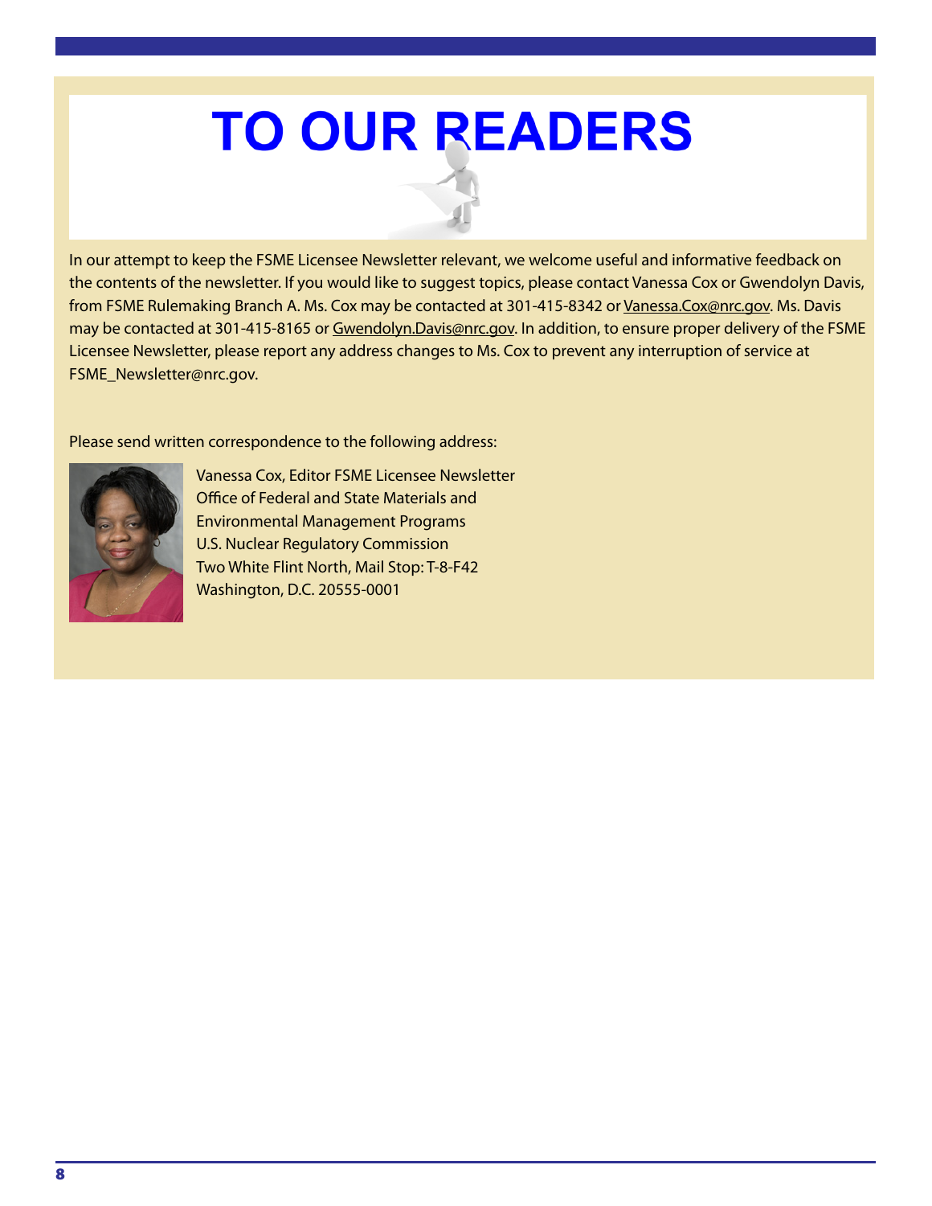# TO OUR READERS

In our attempt to keep the FSME Licensee Newsletter relevant, we welcome useful and informative feedback on the contents of the newsletter. If you would like to suggest topics, please contact Vanessa Cox or Gwendolyn Davis, from FSME Rulemaking Branch A. Ms. Cox may be contacted at 301-415-8342 or Vanessa.Cox@nrc.gov. Ms. Davis may be contacted at 301-415-8165 or Gwendolyn.Davis@nrc.gov. In addition, to ensure proper delivery of the FSME Licensee Newsletter, please report any address changes to Ms. Cox to prevent any interruption of service at FSME_Newsletter@nrc.gov.

Please send written correspondence to the following address:

Vanessa Cox, Editor FSME Licensee Newsletter
Office of Federal and State Materials and
Environmental Management Programs
U.S. Nuclear Regulatory Commission
Two White Flint North, Mail Stop: T-8-F42
Washington, D.C. 20555-0001